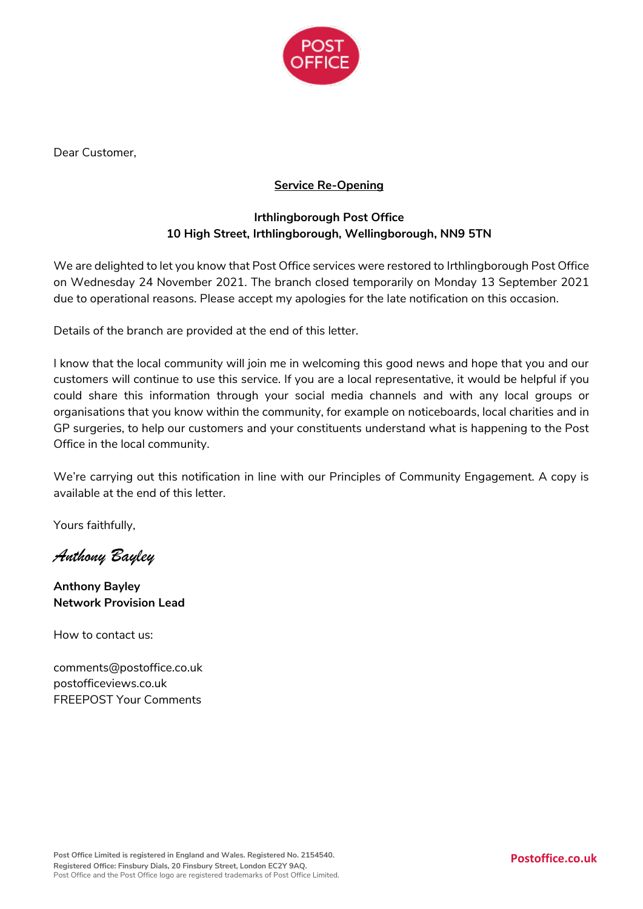POST OFFICE

Dear Customer,

**Service Re-Opening**

**Irthlingborough Post Office**
**10 High Street, Irthlingborough, Wellingborough, NN9 5TN**

We are delighted to let you know that Post Office services were restored to Irthlingborough Post Office on Wednesday 24 November 2021. The branch closed temporarily on Monday 13 September 2021 due to operational reasons. Please accept my apologies for the late notification on this occasion.

Details of the branch are provided at the end of this letter.

I know that the local community will join me in welcoming this good news and hope that you and our customers will continue to use this service. If you are a local representative, it would be helpful if you could share this information through your social media channels and with any local groups or organisations that you know within the community, for example on noticeboards, local charities and in GP surgeries, to help our customers and your constituents understand what is happening to the Post Office in the local community.

We're carrying out this notification in line with our Principles of Community Engagement. A copy is available at the end of this letter.

Yours faithfully,

*Anthony Bayley*

**Anthony Bayley**
**Network Provision Lead**

How to contact us:

comments@postoffice.co.uk
postofficeviews.co.uk
FREEPOST Your Comments

**Post Office Limited is registered in England and Wales. Registered No. 2154540.**
**Registered Office: Finsbury Dials, 20 Finsbury Street, London EC2Y 9AQ.**
Post Office and the Post Office logo are registered trademarks of Post Office Limited.

**Postoffice.co.uk**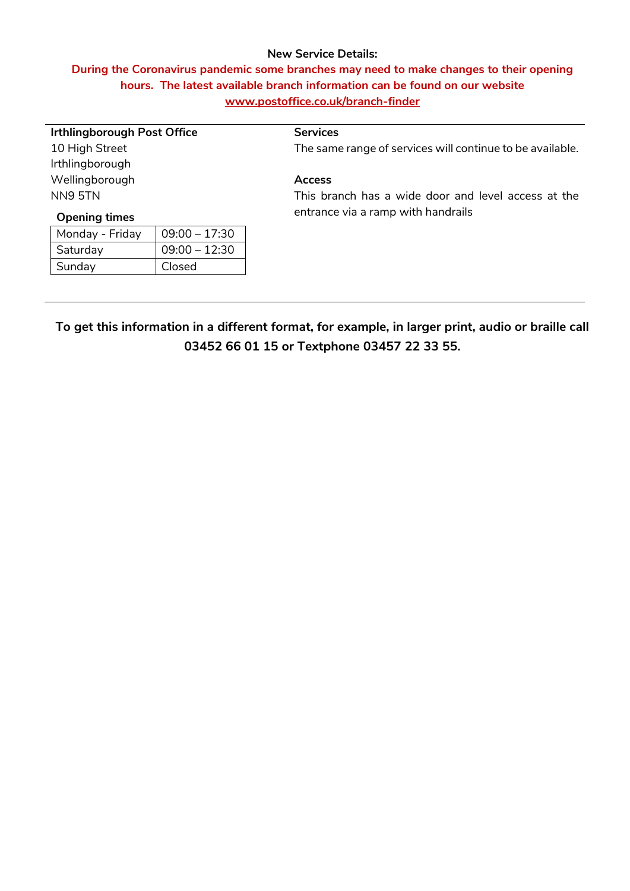**New Service Details:**

**During the Coronavirus pandemic some branches may need to make changes to their opening hours. The latest available branch information can be found on our website [www.postoffice.co.uk/branch-finder](www.postoffice.co.uk/branch-finder)**

---

**Irthlingborough Post Office**
10 High Street
Irthlingborough
Wellingborough
NN9 5TN

**Opening times**

| Monday - Friday | 09:00 – 17:30 |
|---|---|
| Saturday | 09:00 – 12:30 |
| Sunday | Closed |

**Services**
The same range of services will continue to be available.

**Access**
This branch has a wide door and level access at the entrance via a ramp with handrails

---

**To get this information in a different format, for example, in larger print, audio or braille call 03452 66 01 15 or Textphone 03457 22 33 55.**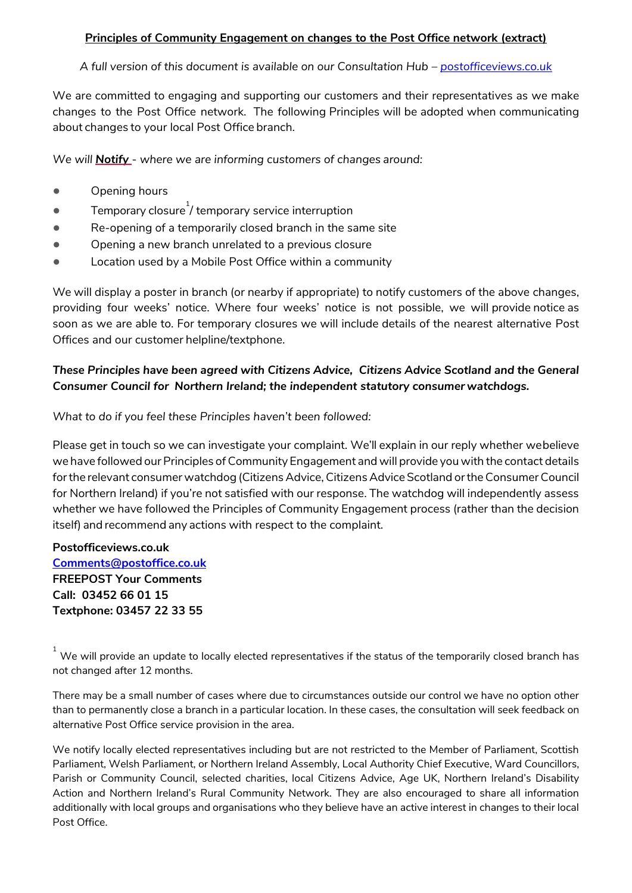**Principles of Community Engagement on changes to the Post Office network (extract)**

*A full version of this document is available on our Consultation Hub – [postofficeviews.co.uk](postofficeviews.co.uk)*

We are committed to engaging and supporting our customers and their representatives as we make changes to the Post Office network. The following Principles will be adopted when communicating about changes to your local Post Office branch.

*We will* ***Notify*** *- where we are informing customers of changes around:*

- Opening hours
- Temporary closure[1] / temporary service interruption
- Re-opening of a temporarily closed branch in the same site
- Opening a new branch unrelated to a previous closure
- Location used by a Mobile Post Office within a community

We will display a poster in branch (or nearby if appropriate) to notify customers of the above changes, providing four weeks' notice. Where four weeks' notice is not possible, we will provide notice as soon as we are able to. For temporary closures we will include details of the nearest alternative Post Offices and our customer helpline/textphone.

***These Principles have been agreed with Citizens Advice, Citizens Advice Scotland and the General Consumer Council for Northern Ireland; the independent statutory consumer watchdogs.***

*What to do if you feel these Principles haven't been followed:*

Please get in touch so we can investigate your complaint. We'll explain in our reply whether webelieve we have followed our Principles of Community Engagement and will provide you with the contact details for the relevant consumer watchdog (Citizens Advice, Citizens Advice Scotland or the Consumer Council for Northern Ireland) if you're not satisfied with our response. The watchdog will independently assess whether we have followed the Principles of Community Engagement process (rather than the decision itself) and recommend any actions with respect to the complaint.

**Postofficeviews.co.uk**
**[Comments@postoffice.co.uk](mailto:Comments@postoffice.co.uk)**
**FREEPOST Your Comments**
**Call: 03452 66 01 15**
**Textphone: 03457 22 33 55**

[1] We will provide an update to locally elected representatives if the status of the temporarily closed branch has not changed after 12 months.

There may be a small number of cases where due to circumstances outside our control we have no option other than to permanently close a branch in a particular location. In these cases, the consultation will seek feedback on alternative Post Office service provision in the area.

We notify locally elected representatives including but are not restricted to the Member of Parliament, Scottish Parliament, Welsh Parliament, or Northern Ireland Assembly, Local Authority Chief Executive, Ward Councillors, Parish or Community Council, selected charities, local Citizens Advice, Age UK, Northern Ireland's Disability Action and Northern Ireland's Rural Community Network. They are also encouraged to share all information additionally with local groups and organisations who they believe have an active interest in changes to their local Post Office.